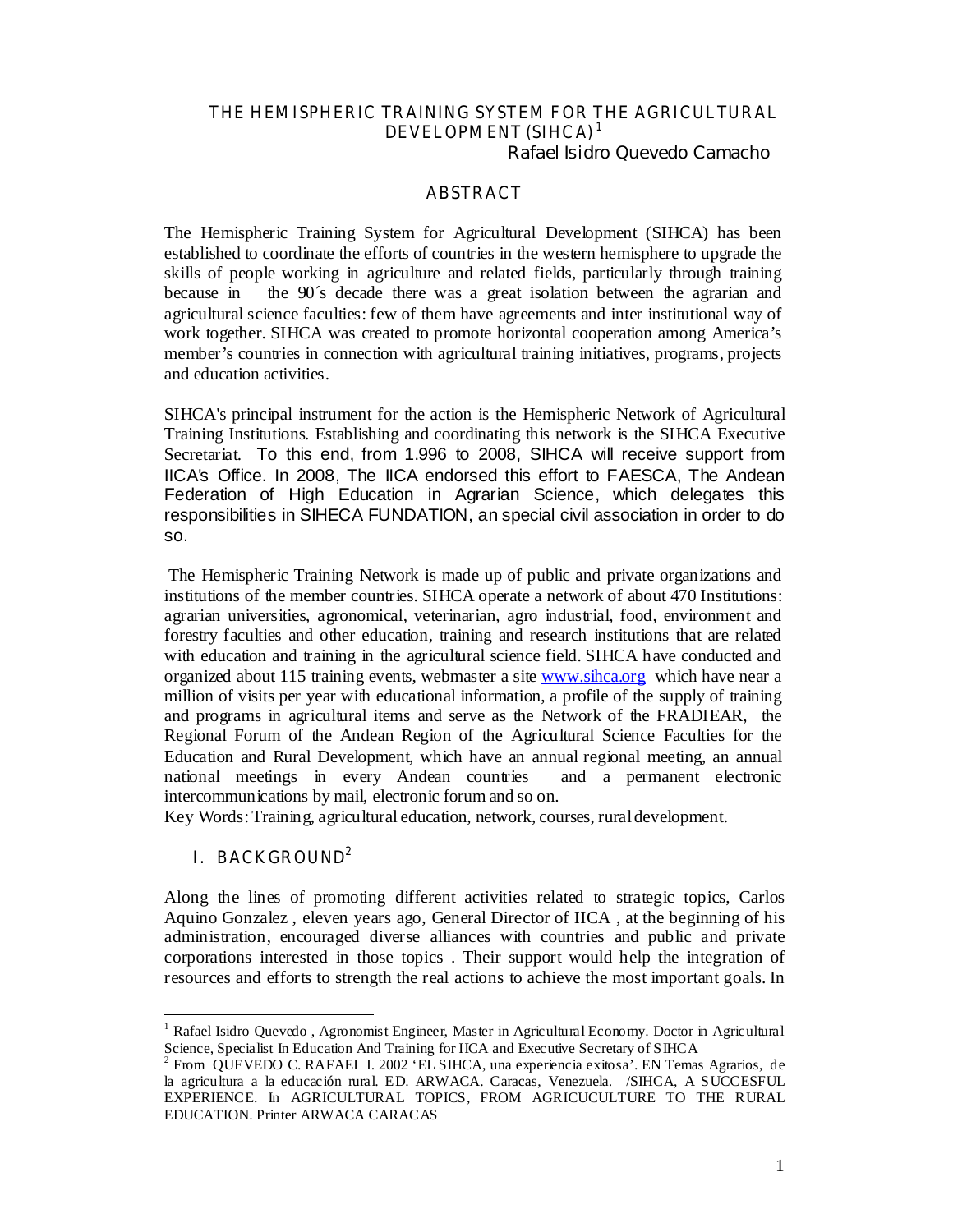# THE HEMISPHERIC TRAINING SYSTEM FOR THE AGRICULTURAL DEVELOPMENT (SIHCA)[1]

Rafael Isidro Quevedo Camacho

## ABSTRACT

The Hemispheric Training System for Agricultural Development (SIHCA) has been established to coordinate the efforts of countries in the western hemisphere to upgrade the skills of people working in agriculture and related fields, particularly through training because in the 90´s decade there was a great isolation between the agrarian and agricultural science faculties: few of them have agreements and inter institutional way of work together. SIHCA was created to promote horizontal cooperation among America's member's countries in connection with agricultural training initiatives, programs, projects and education activities.

SIHCA's principal instrument for the action is the Hemispheric Network of Agricultural Training Institutions. Establishing and coordinating this network is the SIHCA Executive Secretariat. To this end, from 1.996 to 2008, SIHCA will receive support from IICA's Office. In 2008, The IICA endorsed this effort to FAESCA, The Andean Federation of High Education in Agrarian Science, which delegates this responsibilities in SIHECA FUNDATION, an special civil association in order to do so.

The Hemispheric Training Network is made up of public and private organizations and institutions of the member countries. SIHCA operate a network of about 470 Institutions: agrarian universities, agronomical, veterinarian, agro industrial, food, environment and forestry faculties and other education, training and research institutions that are related with education and training in the agricultural science field. SIHCA have conducted and organized about 115 training events, webmaster a site www.sihca.org which have near a million of visits per year with educational information, a profile of the supply of training and programs in agricultural items and serve as the Network of the FRADIEAR, the Regional Forum of the Andean Region of the Agricultural Science Faculties for the Education and Rural Development, which have an annual regional meeting, an annual national meetings in every Andean countries and a permanent electronic intercommunications by mail, electronic forum and so on.

Key Words: Training, agricultural education, network, courses, rural development.

## I. BACKGROUND[2]

Along the lines of promoting different activities related to strategic topics, Carlos Aquino Gonzalez , eleven years ago, General Director of IICA , at the beginning of his administration, encouraged diverse alliances with countries and public and private corporations interested in those topics . Their support would help the integration of resources and efforts to strength the real actions to achieve the most important goals. In

---

[1] Rafael Isidro Quevedo , Agronomist Engineer, Master in Agricultural Economy. Doctor in Agricultural Science, Specialist In Education And Training for IICA and Executive Secretary of SIHCA

[2] From QUEVEDO C. RAFAEL I. 2002 'EL SIHCA, una experiencia exitosa'. EN Temas Agrarios, de la agricultura a la educación rural. ED. ARWACA. Caracas, Venezuela. /SIHCA, A SUCCESFUL EXPERIENCE. In AGRICULTURAL TOPICS, FROM AGRICUCULTURE TO THE RURAL EDUCATION. Printer ARWACA CARACAS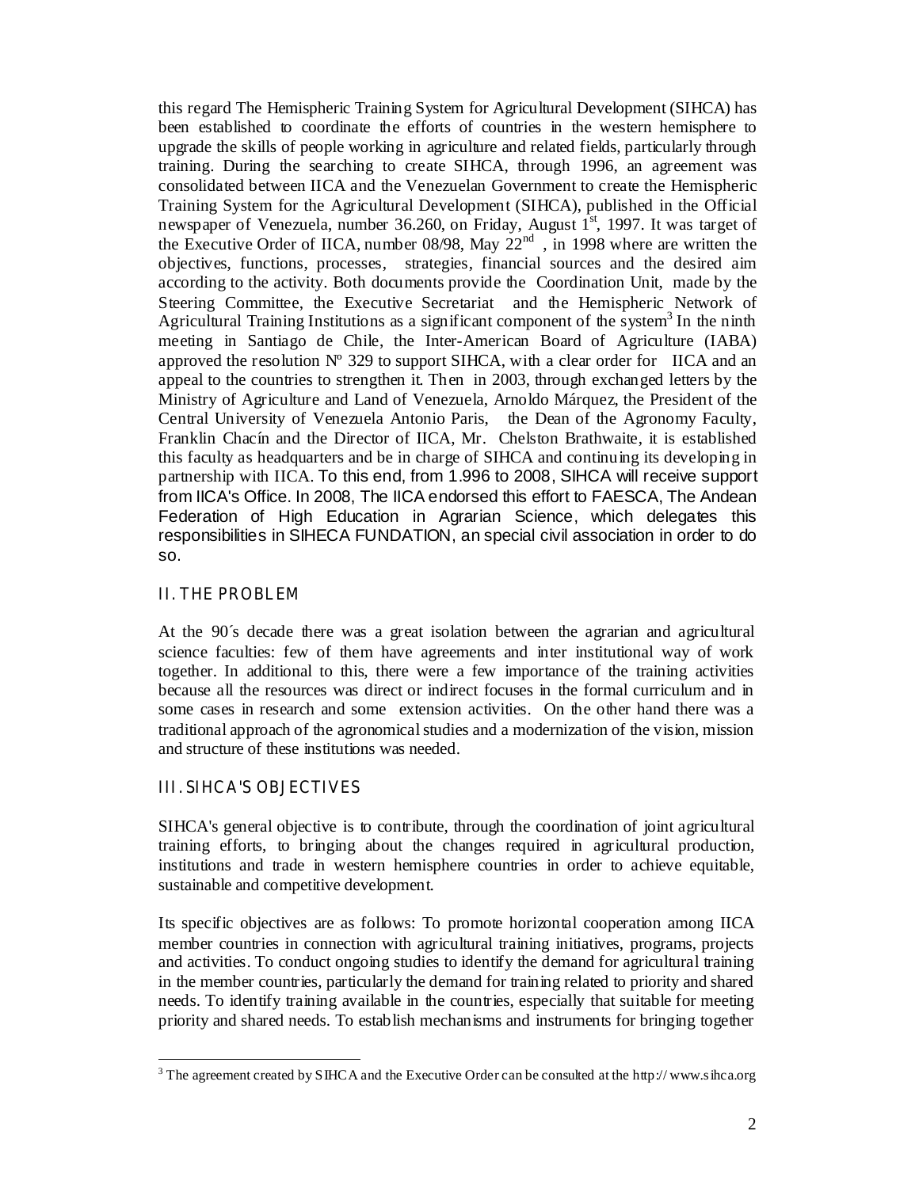this regard The Hemispheric Training System for Agricultural Development (SIHCA) has been established to coordinate the efforts of countries in the western hemisphere to upgrade the skills of people working in agriculture and related fields, particularly through training. During the searching to create SIHCA, through 1996, an agreement was consolidated between IICA and the Venezuelan Government to create the Hemispheric Training System for the Agricultural Development (SIHCA), published in the Official newspaper of Venezuela, number 36.260, on Friday, August 1st, 1997. It was target of the Executive Order of IICA, number 08/98, May 22nd , in 1998 where are written the objectives, functions, processes, strategies, financial sources and the desired aim according to the activity. Both documents provide the Coordination Unit, made by the Steering Committee, the Executive Secretariat and the Hemispheric Network of Agricultural Training Institutions as a significant component of the system[3] In the ninth meeting in Santiago de Chile, the Inter-American Board of Agriculture (IABA) approved the resolution Nº 329 to support SIHCA, with a clear order for IICA and an appeal to the countries to strengthen it. Then in 2003, through exchanged letters by the Ministry of Agriculture and Land of Venezuela, Arnoldo Márquez, the President of the Central University of Venezuela Antonio Paris, the Dean of the Agronomy Faculty, Franklin Chacín and the Director of IICA, Mr. Chelston Brathwaite, it is established this faculty as headquarters and be in charge of SIHCA and continuing its developing in partnership with IICA. To this end, from 1.996 to 2008, SIHCA will receive support from IICA's Office. In 2008, The IICA endorsed this effort to FAESCA, The Andean Federation of High Education in Agrarian Science, which delegates this responsibilities in SIHECA FUNDATION, an special civil association in order to do so.

## II. THE PROBLEM

At the 90´s decade there was a great isolation between the agrarian and agricultural science faculties: few of them have agreements and inter institutional way of work together. In additional to this, there were a few importance of the training activities because all the resources was direct or indirect focuses in the formal curriculum and in some cases in research and some extension activities. On the other hand there was a traditional approach of the agronomical studies and a modernization of the vision, mission and structure of these institutions was needed.

## III. SIHCA'S OBJECTIVES

SIHCA's general objective is to contribute, through the coordination of joint agricultural training efforts, to bringing about the changes required in agricultural production, institutions and trade in western hemisphere countries in order to achieve equitable, sustainable and competitive development.

Its specific objectives are as follows: To promote horizontal cooperation among IICA member countries in connection with agricultural training initiatives, programs, projects and activities. To conduct ongoing studies to identify the demand for agricultural training in the member countries, particularly the demand for training related to priority and shared needs. To identify training available in the countries, especially that suitable for meeting priority and shared needs. To establish mechanisms and instruments for bringing together

---

[3] The agreement created by SIHCA and the Executive Order can be consulted at the http:// www.sihca.org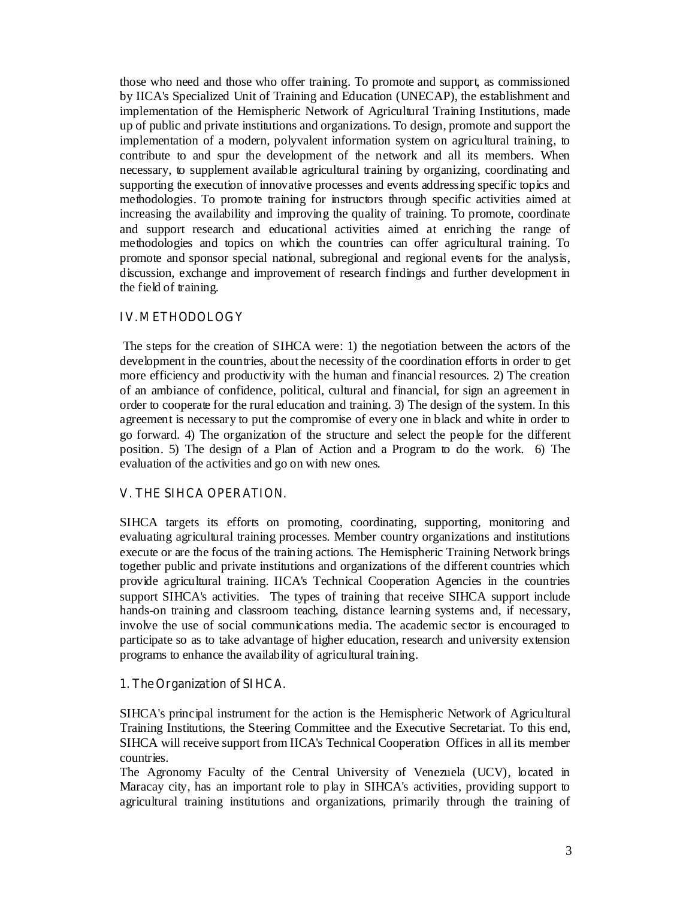those who need and those who offer training. To promote and support, as commissioned by IICA's Specialized Unit of Training and Education (UNECAP), the establishment and implementation of the Hemispheric Network of Agricultural Training Institutions, made up of public and private institutions and organizations. To design, promote and support the implementation of a modern, polyvalent information system on agricultural training, to contribute to and spur the development of the network and all its members. When necessary, to supplement available agricultural training by organizing, coordinating and supporting the execution of innovative processes and events addressing specific topics and methodologies. To promote training for instructors through specific activities aimed at increasing the availability and improving the quality of training. To promote, coordinate and support research and educational activities aimed at enriching the range of methodologies and topics on which the countries can offer agricultural training. To promote and sponsor special national, subregional and regional events for the analysis, discussion, exchange and improvement of research findings and further development in the field of training.

## IV. METHODOLOGY

The steps for the creation of SIHCA were: 1) the negotiation between the actors of the development in the countries, about the necessity of the coordination efforts in order to get more efficiency and productivity with the human and financial resources. 2) The creation of an ambiance of confidence, political, cultural and financial, for sign an agreement in order to cooperate for the rural education and training. 3) The design of the system. In this agreement is necessary to put the compromise of every one in black and white in order to go forward. 4) The organization of the structure and select the people for the different position. 5) The design of a Plan of Action and a Program to do the work. 6) The evaluation of the activities and go on with new ones.

## V. THE SIHCA OPERATION.

SIHCA targets its efforts on promoting, coordinating, supporting, monitoring and evaluating agricultural training processes. Member country organizations and institutions execute or are the focus of the training actions. The Hemispheric Training Network brings together public and private institutions and organizations of the different countries which provide agricultural training. IICA's Technical Cooperation Agencies in the countries support SIHCA's activities. The types of training that receive SIHCA support include hands-on training and classroom teaching, distance learning systems and, if necessary, involve the use of social communications media. The academic sector is encouraged to participate so as to take advantage of higher education, research and university extension programs to enhance the availability of agricultural training.

### 1. The Organization of SIHCA.

SIHCA's principal instrument for the action is the Hemispheric Network of Agricultural Training Institutions, the Steering Committee and the Executive Secretariat. To this end, SIHCA will receive support from IICA's Technical Cooperation Offices in all its member countries.

The Agronomy Faculty of the Central University of Venezuela (UCV), located in Maracay city, has an important role to play in SIHCA's activities, providing support to agricultural training institutions and organizations, primarily through the training of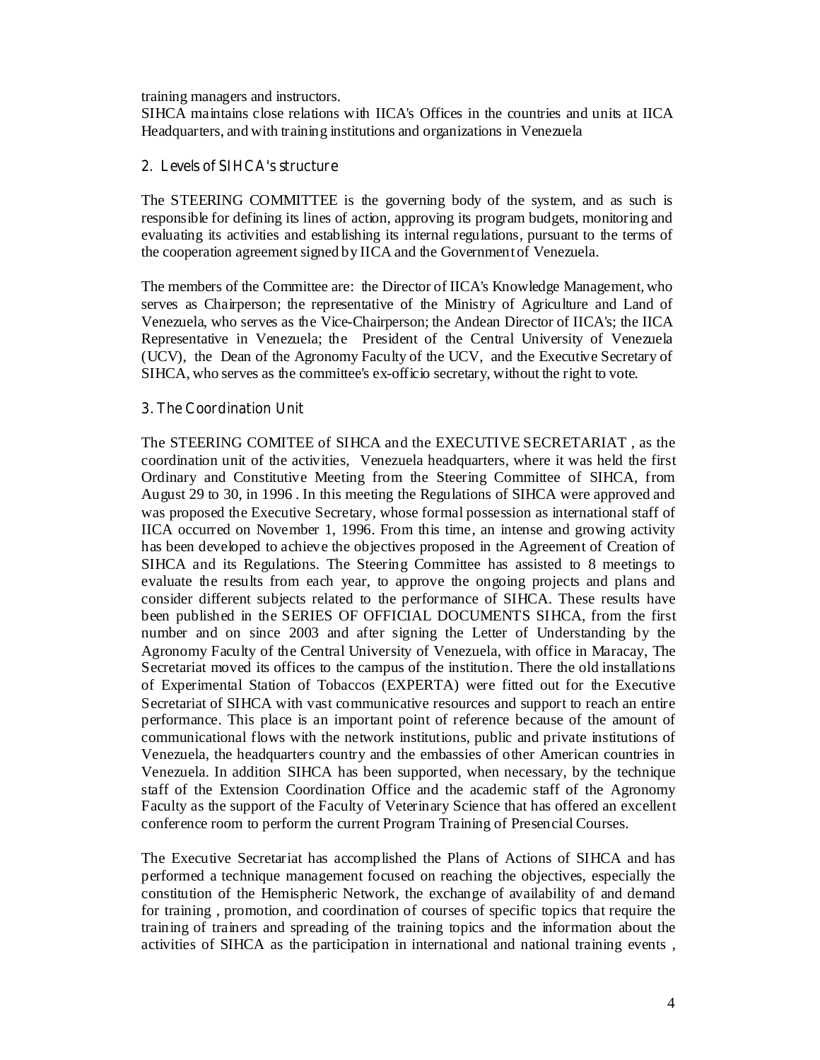training managers and instructors.

SIHCA maintains close relations with IICA's Offices in the countries and units at IICA Headquarters, and with training institutions and organizations in Venezuela

## 2. Levels of SIHCA's structure

The STEERING COMMITTEE is the governing body of the system, and as such is responsible for defining its lines of action, approving its program budgets, monitoring and evaluating its activities and establishing its internal regulations, pursuant to the terms of the cooperation agreement signed by IICA and the Government of Venezuela.

The members of the Committee are: the Director of IICA's Knowledge Management, who serves as Chairperson; the representative of the Ministry of Agriculture and Land of Venezuela, who serves as the Vice-Chairperson; the Andean Director of IICA's; the IICA Representative in Venezuela; the President of the Central University of Venezuela (UCV), the Dean of the Agronomy Faculty of the UCV, and the Executive Secretary of SIHCA, who serves as the committee's ex-officio secretary, without the right to vote.

## 3. The Coordination Unit

The STEERING COMITEE of SIHCA and the EXECUTIVE SECRETARIAT , as the coordination unit of the activities, Venezuela headquarters, where it was held the first Ordinary and Constitutive Meeting from the Steering Committee of SIHCA, from August 29 to 30, in 1996 . In this meeting the Regulations of SIHCA were approved and was proposed the Executive Secretary, whose formal possession as international staff of IICA occurred on November 1, 1996. From this time, an intense and growing activity has been developed to achieve the objectives proposed in the Agreement of Creation of SIHCA and its Regulations. The Steering Committee has assisted to 8 meetings to evaluate the results from each year, to approve the ongoing projects and plans and consider different subjects related to the performance of SIHCA. These results have been published in the SERIES OF OFFICIAL DOCUMENTS SIHCA, from the first number and on since 2003 and after signing the Letter of Understanding by the Agronomy Faculty of the Central University of Venezuela, with office in Maracay, The Secretariat moved its offices to the campus of the institution. There the old installations of Experimental Station of Tobaccos (EXPERTA) were fitted out for the Executive Secretariat of SIHCA with vast communicative resources and support to reach an entire performance. This place is an important point of reference because of the amount of communicational flows with the network institutions, public and private institutions of Venezuela, the headquarters country and the embassies of other American countries in Venezuela. In addition SIHCA has been supported, when necessary, by the technique staff of the Extension Coordination Office and the academic staff of the Agronomy Faculty as the support of the Faculty of Veterinary Science that has offered an excellent conference room to perform the current Program Training of Presencial Courses.

The Executive Secretariat has accomplished the Plans of Actions of SIHCA and has performed a technique management focused on reaching the objectives, especially the constitution of the Hemispheric Network, the exchange of availability of and demand for training , promotion, and coordination of courses of specific topics that require the training of trainers and spreading of the training topics and the information about the activities of SIHCA as the participation in international and national training events ,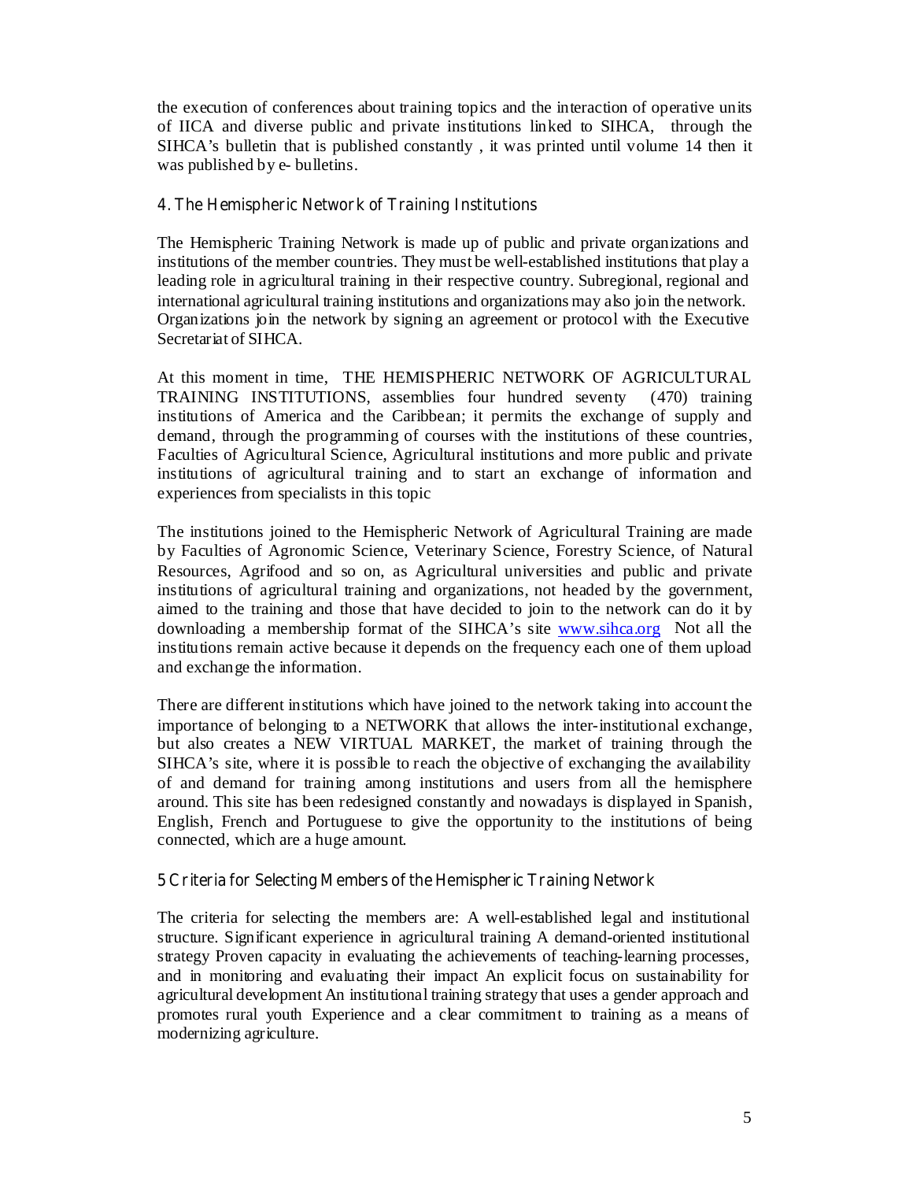the execution of conferences about training topics and the interaction of operative units of IICA and diverse public and private institutions linked to SIHCA, through the SIHCA's bulletin that is published constantly , it was printed until volume 14 then it was published by e- bulletins.

## 4. The Hemispheric Network of Training Institutions

The Hemispheric Training Network is made up of public and private organizations and institutions of the member countries. They must be well-established institutions that play a leading role in agricultural training in their respective country. Subregional, regional and international agricultural training institutions and organizations may also join the network. Organizations join the network by signing an agreement or protocol with the Executive Secretariat of SIHCA.

At this moment in time, THE HEMISPHERIC NETWORK OF AGRICULTURAL TRAINING INSTITUTIONS, assemblies four hundred seventy (470) training institutions of America and the Caribbean; it permits the exchange of supply and demand, through the programming of courses with the institutions of these countries, Faculties of Agricultural Science, Agricultural institutions and more public and private institutions of agricultural training and to start an exchange of information and experiences from specialists in this topic

The institutions joined to the Hemispheric Network of Agricultural Training are made by Faculties of Agronomic Science, Veterinary Science, Forestry Science, of Natural Resources, Agrifood and so on, as Agricultural universities and public and private institutions of agricultural training and organizations, not headed by the government, aimed to the training and those that have decided to join to the network can do it by downloading a membership format of the SIHCA's site [www.sihca.org](http://www.sihca.org) Not all the institutions remain active because it depends on the frequency each one of them upload and exchange the information.

There are different institutions which have joined to the network taking into account the importance of belonging to a NETWORK that allows the inter-institutional exchange, but also creates a NEW VIRTUAL MARKET, the market of training through the SIHCA's site, where it is possible to reach the objective of exchanging the availability of and demand for training among institutions and users from all the hemisphere around. This site has been redesigned constantly and nowadays is displayed in Spanish, English, French and Portuguese to give the opportunity to the institutions of being connected, which are a huge amount.

## 5 Criteria for Selecting Members of the Hemispheric Training Network

The criteria for selecting the members are: A well-established legal and institutional structure. Significant experience in agricultural training A demand-oriented institutional strategy Proven capacity in evaluating the achievements of teaching-learning processes, and in monitoring and evaluating their impact An explicit focus on sustainability for agricultural development An institutional training strategy that uses a gender approach and promotes rural youth Experience and a clear commitment to training as a means of modernizing agriculture.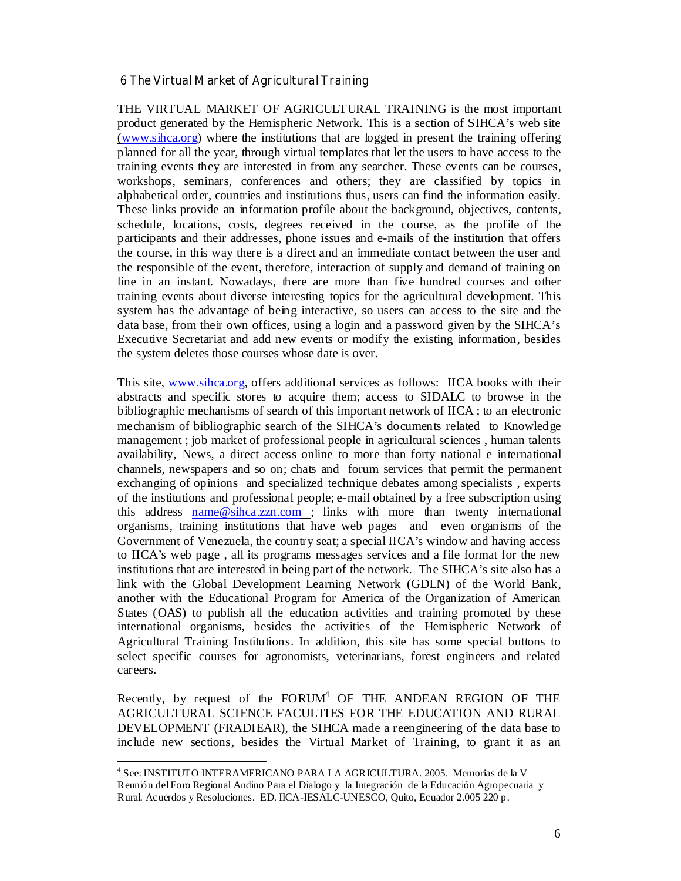## 6 The Virtual Market of Agricultural Training

THE VIRTUAL MARKET OF AGRICULTURAL TRAINING is the most important product generated by the Hemispheric Network. This is a section of SIHCA's web site (www.sihca.org) where the institutions that are logged in present the training offering planned for all the year, through virtual templates that let the users to have access to the training events they are interested in from any searcher. These events can be courses, workshops, seminars, conferences and others; they are classified by topics in alphabetical order, countries and institutions thus, users can find the information easily. These links provide an information profile about the background, objectives, contents, schedule, locations, costs, degrees received in the course, as the profile of the participants and their addresses, phone issues and e-mails of the institution that offers the course, in this way there is a direct and an immediate contact between the user and the responsible of the event, therefore, interaction of supply and demand of training on line in an instant. Nowadays, there are more than five hundred courses and other training events about diverse interesting topics for the agricultural development. This system has the advantage of being interactive, so users can access to the site and the data base, from their own offices, using a login and a password given by the SIHCA's Executive Secretariat and add new events or modify the existing information, besides the system deletes those courses whose date is over.

This site, www.sihca.org, offers additional services as follows: IICA books with their abstracts and specific stores to acquire them; access to SIDALC to browse in the bibliographic mechanisms of search of this important network of IICA ; to an electronic mechanism of bibliographic search of the SIHCA's documents related to Knowledge management ; job market of professional people in agricultural sciences , human talents availability, News, a direct access online to more than forty national e international channels, newspapers and so on; chats and forum services that permit the permanent exchanging of opinions and specialized technique debates among specialists , experts of the institutions and professional people; e-mail obtained by a free subscription using this address name@sihca.zzn.com ; links with more than twenty international organisms, training institutions that have web pages and even organisms of the Government of Venezuela, the country seat; a special IICA's window and having access to IICA's web page , all its programs messages services and a file format for the new institutions that are interested in being part of the network. The SIHCA's site also has a link with the Global Development Learning Network (GDLN) of the World Bank, another with the Educational Program for America of the Organization of American States (OAS) to publish all the education activities and training promoted by these international organisms, besides the activities of the Hemispheric Network of Agricultural Training Institutions. In addition, this site has some special buttons to select specific courses for agronomists, veterinarians, forest engineers and related careers.

Recently, by request of the FORUM[4] OF THE ANDEAN REGION OF THE AGRICULTURAL SCIENCE FACULTIES FOR THE EDUCATION AND RURAL DEVELOPMENT (FRADIEAR), the SIHCA made a reengineering of the data base to include new sections, besides the Virtual Market of Training, to grant it as an

---

[4] See: INSTITUTO INTERAMERICANO PARA LA AGRICULTURA. 2005. Memorias de la V Reunión del Foro Regional Andino Para el Dialogo y la Integración de la Educación Agropecuaria y Rural. Acuerdos y Resoluciones. ED. IICA-IESALC-UNESCO, Quito, Ecuador 2.005 220 p.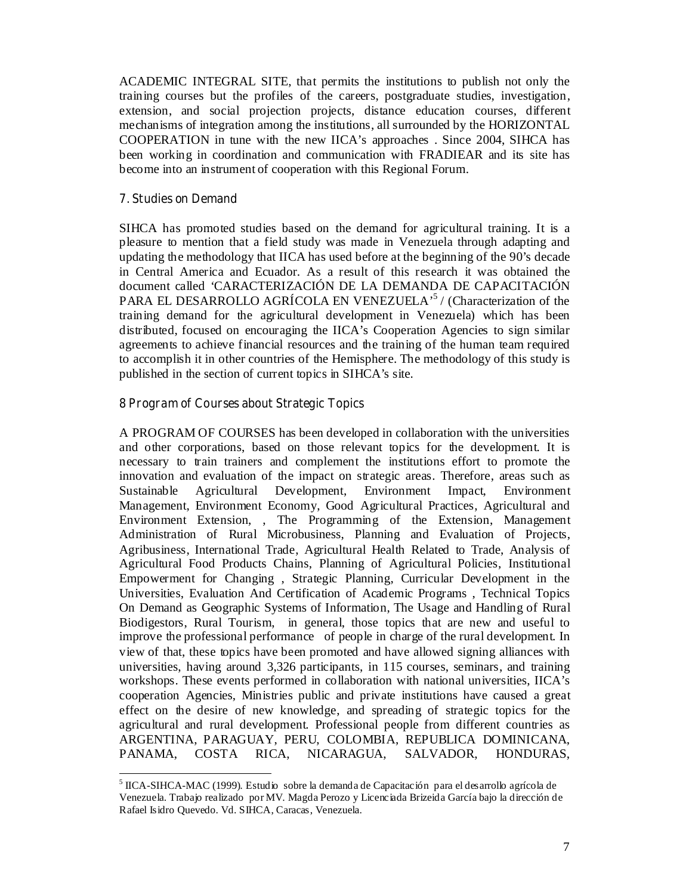ACADEMIC INTEGRAL SITE, that permits the institutions to publish not only the training courses but the profiles of the careers, postgraduate studies, investigation, extension, and social projection projects, distance education courses, different mechanisms of integration among the institutions, all surrounded by the HORIZONTAL COOPERATION in tune with the new IICA's approaches . Since 2004, SIHCA has been working in coordination and communication with FRADIEAR and its site has become into an instrument of cooperation with this Regional Forum.

## 7. Studies on Demand

SIHCA has promoted studies based on the demand for agricultural training. It is a pleasure to mention that a field study was made in Venezuela through adapting and updating the methodology that IICA has used before at the beginning of the 90's decade in Central America and Ecuador. As a result of this research it was obtained the document called 'CARACTERIZACIÓN DE LA DEMANDA DE CAPACITACIÓN PARA EL DESARROLLO AGRÍCOLA EN VENEZUELA'[5] / (Characterization of the training demand for the agricultural development in Venezuela) which has been distributed, focused on encouraging the IICA's Cooperation Agencies to sign similar agreements to achieve financial resources and the training of the human team required to accomplish it in other countries of the Hemisphere. The methodology of this study is published in the section of current topics in SIHCA's site.

## 8 Program of Courses about Strategic Topics

A PROGRAM OF COURSES has been developed in collaboration with the universities and other corporations, based on those relevant topics for the development. It is necessary to train trainers and complement the institutions effort to promote the innovation and evaluation of the impact on strategic areas. Therefore, areas such as Sustainable Agricultural Development, Environment Impact, Environment Management, Environment Economy, Good Agricultural Practices, Agricultural and Environment Extension, , The Programming of the Extension, Management Administration of Rural Microbusiness, Planning and Evaluation of Projects, Agribusiness, International Trade, Agricultural Health Related to Trade, Analysis of Agricultural Food Products Chains, Planning of Agricultural Policies, Institutional Empowerment for Changing , Strategic Planning, Curricular Development in the Universities, Evaluation And Certification of Academic Programs , Technical Topics On Demand as Geographic Systems of Information, The Usage and Handling of Rural Biodigestors, Rural Tourism, in general, those topics that are new and useful to improve the professional performance of people in charge of the rural development. In view of that, these topics have been promoted and have allowed signing alliances with universities, having around 3,326 participants, in 115 courses, seminars, and training workshops. These events performed in collaboration with national universities, IICA's cooperation Agencies, Ministries public and private institutions have caused a great effect on the desire of new knowledge, and spreading of strategic topics for the agricultural and rural development. Professional people from different countries as ARGENTINA, PARAGUAY, PERU, COLOMBIA, REPUBLICA DOMINICANA, PANAMA, COSTA RICA, NICARAGUA, SALVADOR, HONDURAS,

---

[5] IICA-SIHCA-MAC (1999). Estudio sobre la demanda de Capacitación para el desarrollo agrícola de Venezuela. Trabajo realizado por MV. Magda Perozo y Licenciada Brizeida García bajo la dirección de Rafael Isidro Quevedo. Vd. SIHCA, Caracas, Venezuela.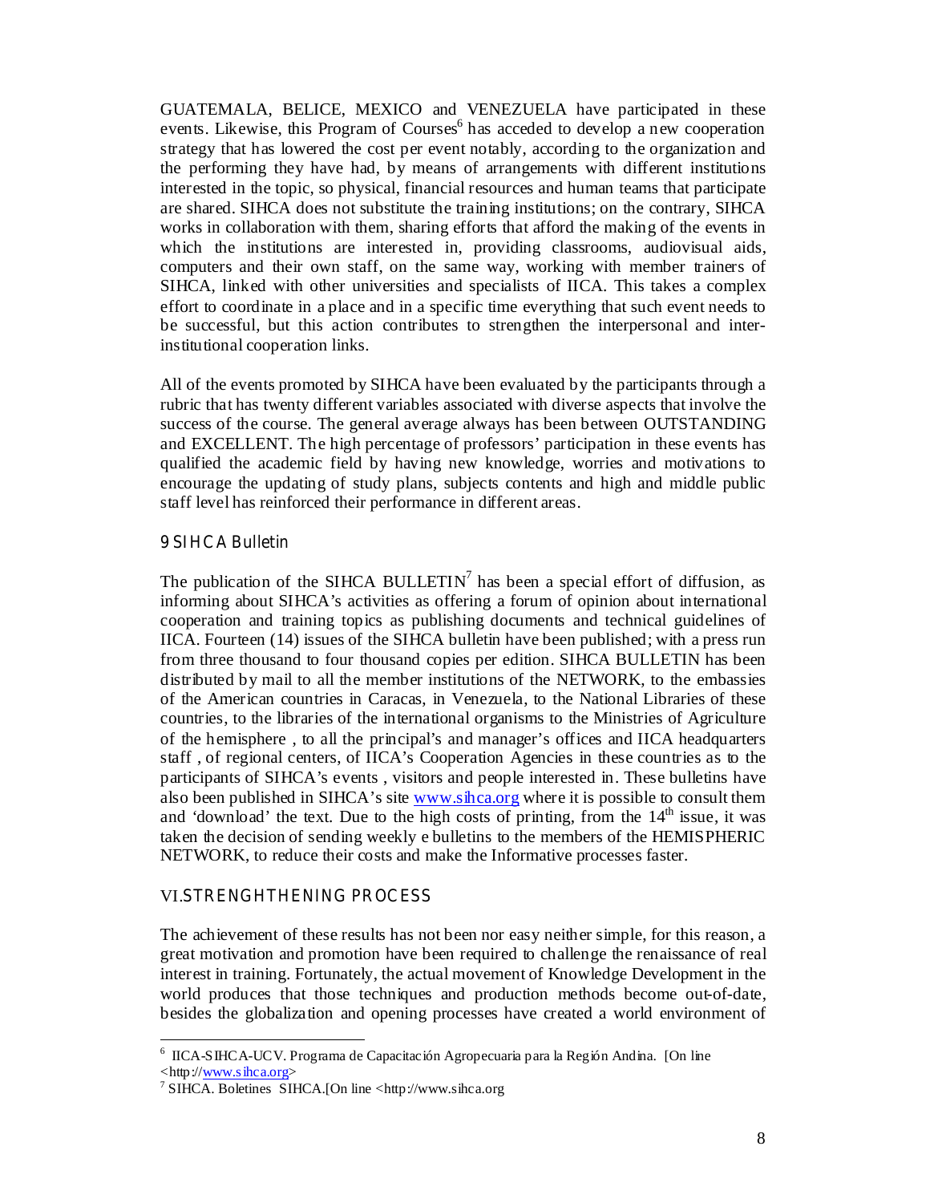GUATEMALA, BELICE, MEXICO and VENEZUELA have participated in these events. Likewise, this Program of Courses[6] has acceded to develop a new cooperation strategy that has lowered the cost per event notably, according to the organization and the performing they have had, by means of arrangements with different institutions interested in the topic, so physical, financial resources and human teams that participate are shared. SIHCA does not substitute the training institutions; on the contrary, SIHCA works in collaboration with them, sharing efforts that afford the making of the events in which the institutions are interested in, providing classrooms, audiovisual aids, computers and their own staff, on the same way, working with member trainers of SIHCA, linked with other universities and specialists of IICA. This takes a complex effort to coordinate in a place and in a specific time everything that such event needs to be successful, but this action contributes to strengthen the interpersonal and inter-institutional cooperation links.

All of the events promoted by SIHCA have been evaluated by the participants through a rubric that has twenty different variables associated with diverse aspects that involve the success of the course. The general average always has been between OUTSTANDING and EXCELLENT. The high percentage of professors' participation in these events has qualified the academic field by having new knowledge, worries and motivations to encourage the updating of study plans, subjects contents and high and middle public staff level has reinforced their performance in different areas.

### 9 SIHCA Bulletin

The publication of the SIHCA BULLETIN[7] has been a special effort of diffusion, as informing about SIHCA's activities as offering a forum of opinion about international cooperation and training topics as publishing documents and technical guidelines of IICA. Fourteen (14) issues of the SIHCA bulletin have been published; with a press run from three thousand to four thousand copies per edition. SIHCA BULLETIN has been distributed by mail to all the member institutions of the NETWORK, to the embassies of the American countries in Caracas, in Venezuela, to the National Libraries of these countries, to the libraries of the international organisms to the Ministries of Agriculture of the hemisphere , to all the principal's and manager's offices and IICA headquarters staff , of regional centers, of IICA's Cooperation Agencies in these countries as to the participants of SIHCA's events , visitors and people interested in. These bulletins have also been published in SIHCA's site www.sihca.org where it is possible to consult them and 'download' the text. Due to the high costs of printing, from the 14th issue, it was taken the decision of sending weekly e bulletins to the members of the HEMISPHERIC NETWORK, to reduce their costs and make the Informative processes faster.

## VI.STRENGHTHENING PROCESS

The achievement of these results has not been nor easy neither simple, for this reason, a great motivation and promotion have been required to challenge the renaissance of real interest in training. Fortunately, the actual movement of Knowledge Development in the world produces that those techniques and production methods become out-of-date, besides the globalization and opening processes have created a world environment of

---

[6] IICA-SIHCA-UCV. Programa de Capacitación Agropecuaria para la Región Andina. [On line <http://www.sihca.org>

[7] SIHCA. Boletines SIHCA.[On line <http://www.sihca.org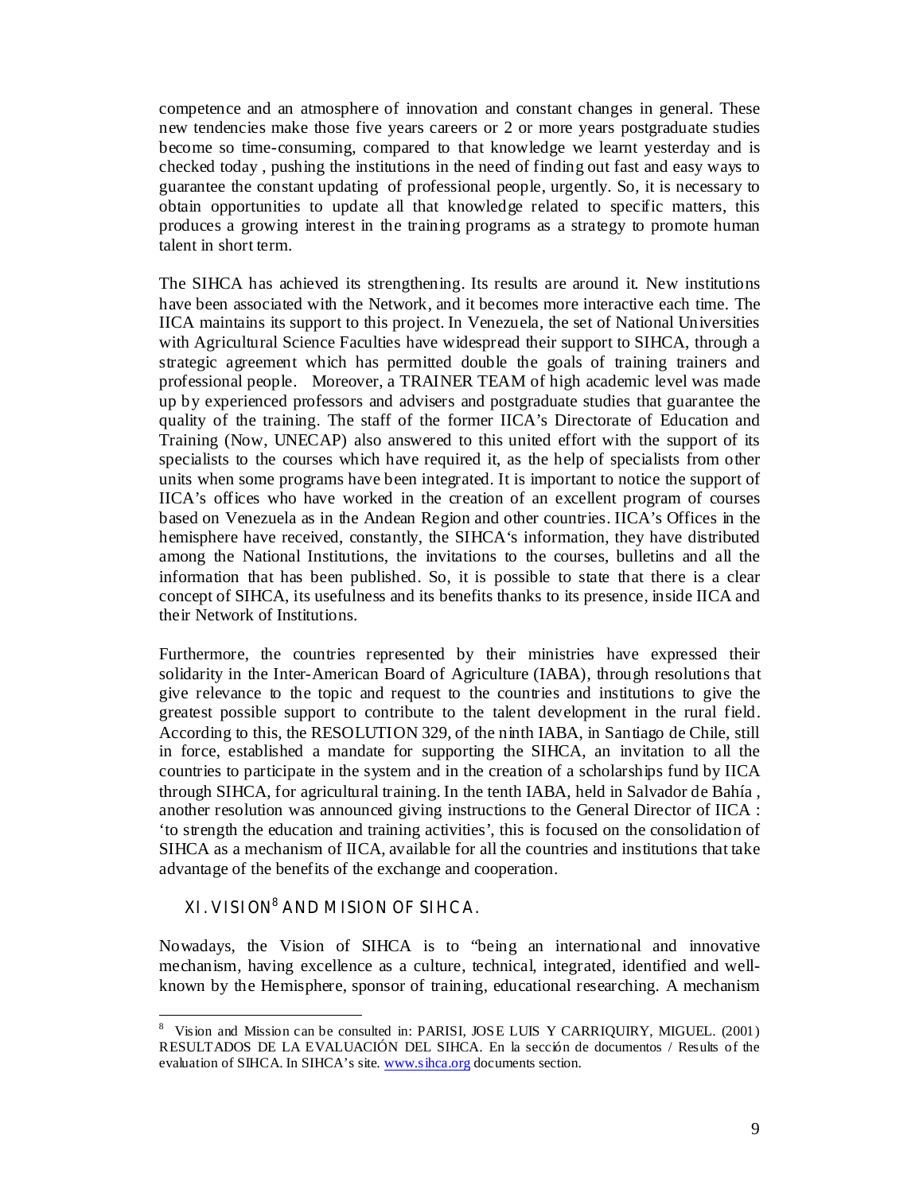competence and an atmosphere of innovation and constant changes in general. These new tendencies make those five years careers or 2 or more years postgraduate studies become so time-consuming, compared to that knowledge we learnt yesterday and is checked today , pushing the institutions in the need of finding out fast and easy ways to guarantee the constant updating of professional people, urgently. So, it is necessary to obtain opportunities to update all that knowledge related to specific matters, this produces a growing interest in the training programs as a strategy to promote human talent in short term.

The SIHCA has achieved its strengthening. Its results are around it. New institutions have been associated with the Network, and it becomes more interactive each time. The IICA maintains its support to this project. In Venezuela, the set of National Universities with Agricultural Science Faculties have widespread their support to SIHCA, through a strategic agreement which has permitted double the goals of training trainers and professional people. Moreover, a TRAINER TEAM of high academic level was made up by experienced professors and advisers and postgraduate studies that guarantee the quality of the training. The staff of the former IICA's Directorate of Education and Training (Now, UNECAP) also answered to this united effort with the support of its specialists to the courses which have required it, as the help of specialists from other units when some programs have been integrated. It is important to notice the support of IICA's offices who have worked in the creation of an excellent program of courses based on Venezuela as in the Andean Region and other countries. IICA's Offices in the hemisphere have received, constantly, the SIHCA's information, they have distributed among the National Institutions, the invitations to the courses, bulletins and all the information that has been published. So, it is possible to state that there is a clear concept of SIHCA, its usefulness and its benefits thanks to its presence, inside IICA and their Network of Institutions.

Furthermore, the countries represented by their ministries have expressed their solidarity in the Inter-American Board of Agriculture (IABA), through resolutions that give relevance to the topic and request to the countries and institutions to give the greatest possible support to contribute to the talent development in the rural field. According to this, the RESOLUTION 329, of the ninth IABA, in Santiago de Chile, still in force, established a mandate for supporting the SIHCA, an invitation to all the countries to participate in the system and in the creation of a scholarships fund by IICA through SIHCA, for agricultural training. In the tenth IABA, held in Salvador de Bahía , another resolution was announced giving instructions to the General Director of IICA : 'to strength the education and training activities', this is focused on the consolidation of SIHCA as a mechanism of IICA, available for all the countries and institutions that take advantage of the benefits of the exchange and cooperation.

## XI. VISION[8] AND MISION OF SIHCA.

Nowadays, the Vision of SIHCA is to "being an international and innovative mechanism, having excellence as a culture, technical, integrated, identified and well-known by the Hemisphere, sponsor of training, educational researching. A mechanism

---

[8] Vision and Mission can be consulted in: PARISI, JOSE LUIS Y CARRIQUIRY, MIGUEL. (2001) RESULTADOS DE LA EVALUACIÓN DEL SIHCA. En la sección de documentos / Results of the evaluation of SIHCA. In SIHCA's site. www.sihca.org documents section.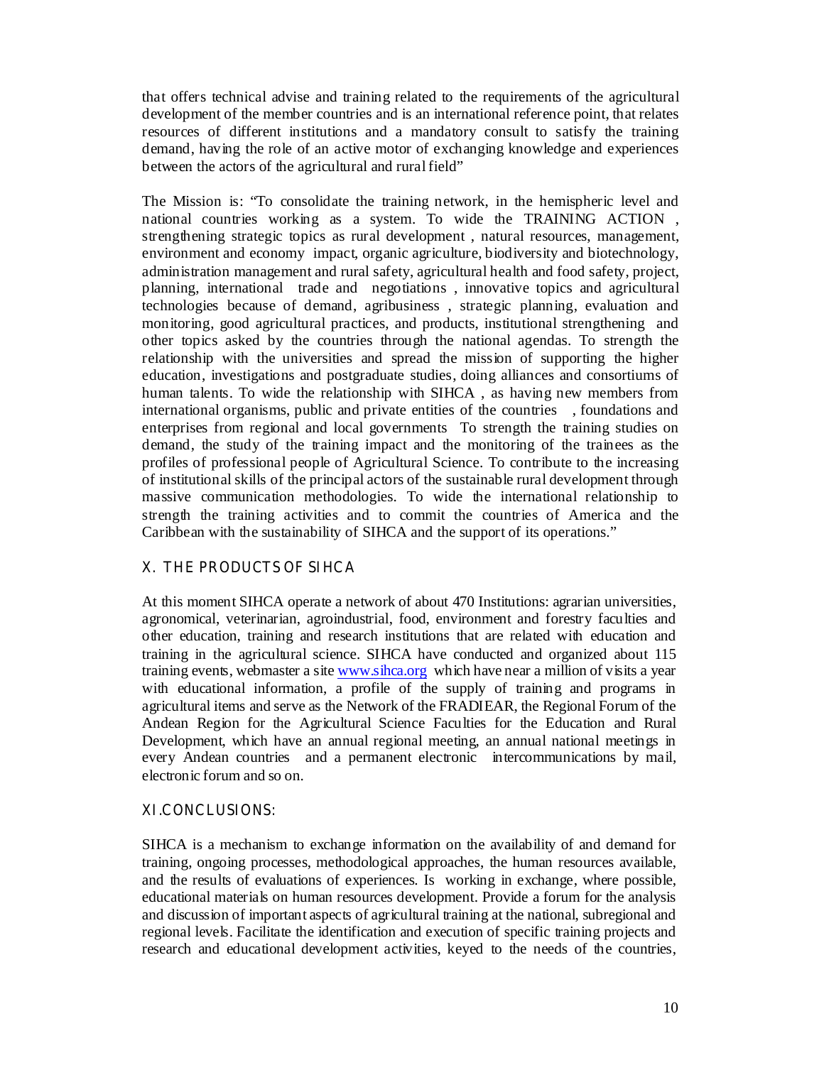that offers technical advise and training related to the requirements of the agricultural development of the member countries and is an international reference point, that relates resources of different institutions and a mandatory consult to satisfy the training demand, having the role of an active motor of exchanging knowledge and experiences between the actors of the agricultural and rural field"

The Mission is: "To consolidate the training network, in the hemispheric level and national countries working as a system. To wide the TRAINING ACTION , strengthening strategic topics as rural development , natural resources, management, environment and economy impact, organic agriculture, biodiversity and biotechnology, administration management and rural safety, agricultural health and food safety, project, planning, international trade and negotiations , innovative topics and agricultural technologies because of demand, agribusiness , strategic planning, evaluation and monitoring, good agricultural practices, and products, institutional strengthening and other topics asked by the countries through the national agendas. To strength the relationship with the universities and spread the mission of supporting the higher education, investigations and postgraduate studies, doing alliances and consortiums of human talents. To wide the relationship with SIHCA , as having new members from international organisms, public and private entities of the countries , foundations and enterprises from regional and local governments To strength the training studies on demand, the study of the training impact and the monitoring of the trainees as the profiles of professional people of Agricultural Science. To contribute to the increasing of institutional skills of the principal actors of the sustainable rural development through massive communication methodologies. To wide the international relationship to strength the training activities and to commit the countries of America and the Caribbean with the sustainability of SIHCA and the support of its operations."

## X. THE PRODUCTS OF SIHCA

At this moment SIHCA operate a network of about 470 Institutions: agrarian universities, agronomical, veterinarian, agroindustrial, food, environment and forestry faculties and other education, training and research institutions that are related with education and training in the agricultural science. SIHCA have conducted and organized about 115 training events, webmaster a site www.sihca.org which have near a million of visits a year with educational information, a profile of the supply of training and programs in agricultural items and serve as the Network of the FRADIEAR, the Regional Forum of the Andean Region for the Agricultural Science Faculties for the Education and Rural Development, which have an annual regional meeting, an annual national meetings in every Andean countries and a permanent electronic intercommunications by mail, electronic forum and so on.

## XI.CONCLUSIONS:

SIHCA is a mechanism to exchange information on the availability of and demand for training, ongoing processes, methodological approaches, the human resources available, and the results of evaluations of experiences. Is working in exchange, where possible, educational materials on human resources development. Provide a forum for the analysis and discussion of important aspects of agricultural training at the national, subregional and regional levels. Facilitate the identification and execution of specific training projects and research and educational development activities, keyed to the needs of the countries,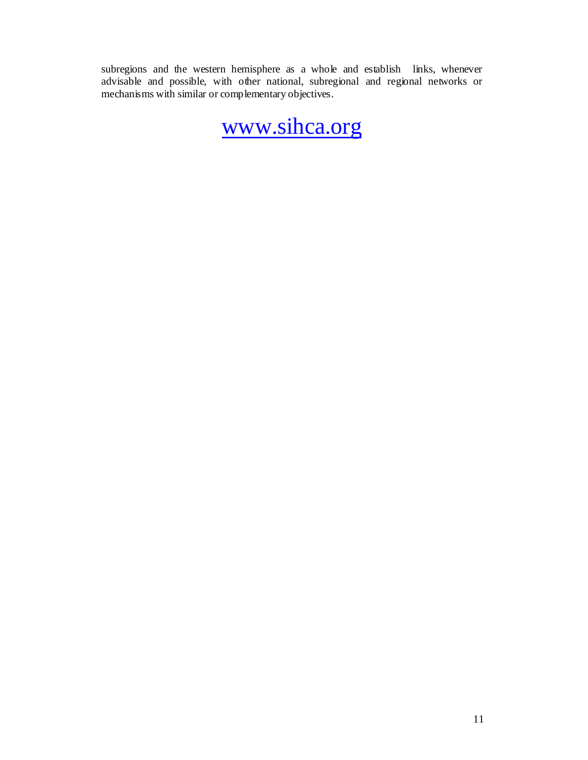subregions and the western hemisphere as a whole and establish links, whenever advisable and possible, with other national, subregional and regional networks or mechanisms with similar or complementary objectives.

www.sihca.org